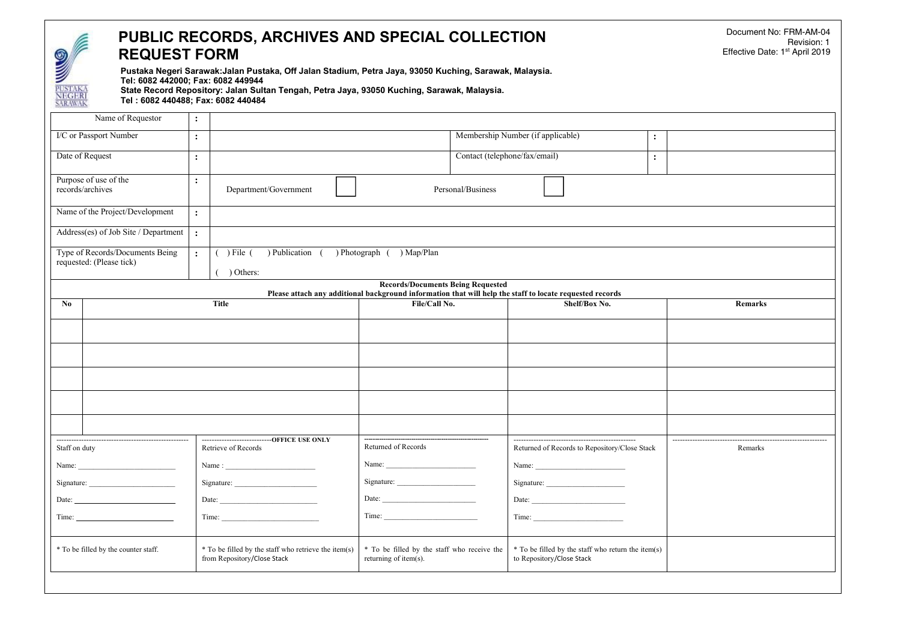Document No: FRM-AM-04
Revision: 1
Effective Date: 1st April 2019

# PUBLIC RECORDS, ARCHIVES AND SPECIAL COLLECTION REQUEST FORM

**Pustaka Negeri Sarawak:Jalan Pustaka, Off Jalan Stadium, Petra Jaya, 93050 Kuching, Sarawak, Malaysia.**
**Tel: 6082 442000; Fax: 6082 449944**
**State Record Repository: Jalan Sultan Tengah, Petra Jaya, 93050 Kuching, Sarawak, Malaysia.**
**Tel : 6082 440488; Fax: 6082 440484**

| | | | | | |
|---|---|---|---|---|---|
| Name of Requestor | : | | | | |
| I/C or Passport Number | : | | Membership Number (if applicable) | : | |
| Date of Request | : | | Contact (telephone/fax/email) | : | |
| Purpose of use of the records/archives | : | Department/Government ☐ | Personal/Business ☐ | | |
| Name of the Project/Development | : | | | | |
| Address(es) of Job Site / Department | : | | | | |
| Type of Records/Documents Being requested: (Please tick) | : | ( ) File ( ) Publication ( ) Photograph ( ) Map/Plan<br>( ) Others: | | | |

**Records/Documents Being Requested**
**Please attach any additional background information that will help the staff to locate requested records**

| No | Title | File/Call No. | Shelf/Box No. | Remarks |
|---|---|---|---|---|
| | | | | |
| | | | | |
| | | | | |
| | | | | |
| | | | | |

OFFICE USE ONLY

| Staff on duty | Retrieve of Records | Returned of Records | Returned of Records to Repository/Close Stack | Remarks |
|---|---|---|---|---|
| Name: ______<br>Signature: ______<br>Date: ______<br>Time: ______ | Name : ______<br>Signature: ______<br>Date: ______<br>Time: ______ | Name: ______<br>Signature: ______<br>Date: ______<br>Time: ______ | Name: ______<br>Signature: ______<br>Date: ______<br>Time: ______ | |
| * To be filled by the counter staff. | * To be filled by the staff who retrieve the item(s) from Repository/Close Stack | * To be filled by the staff who receive the returning of item(s). | * To be filled by the staff who return the item(s) to Repository/Close Stack | |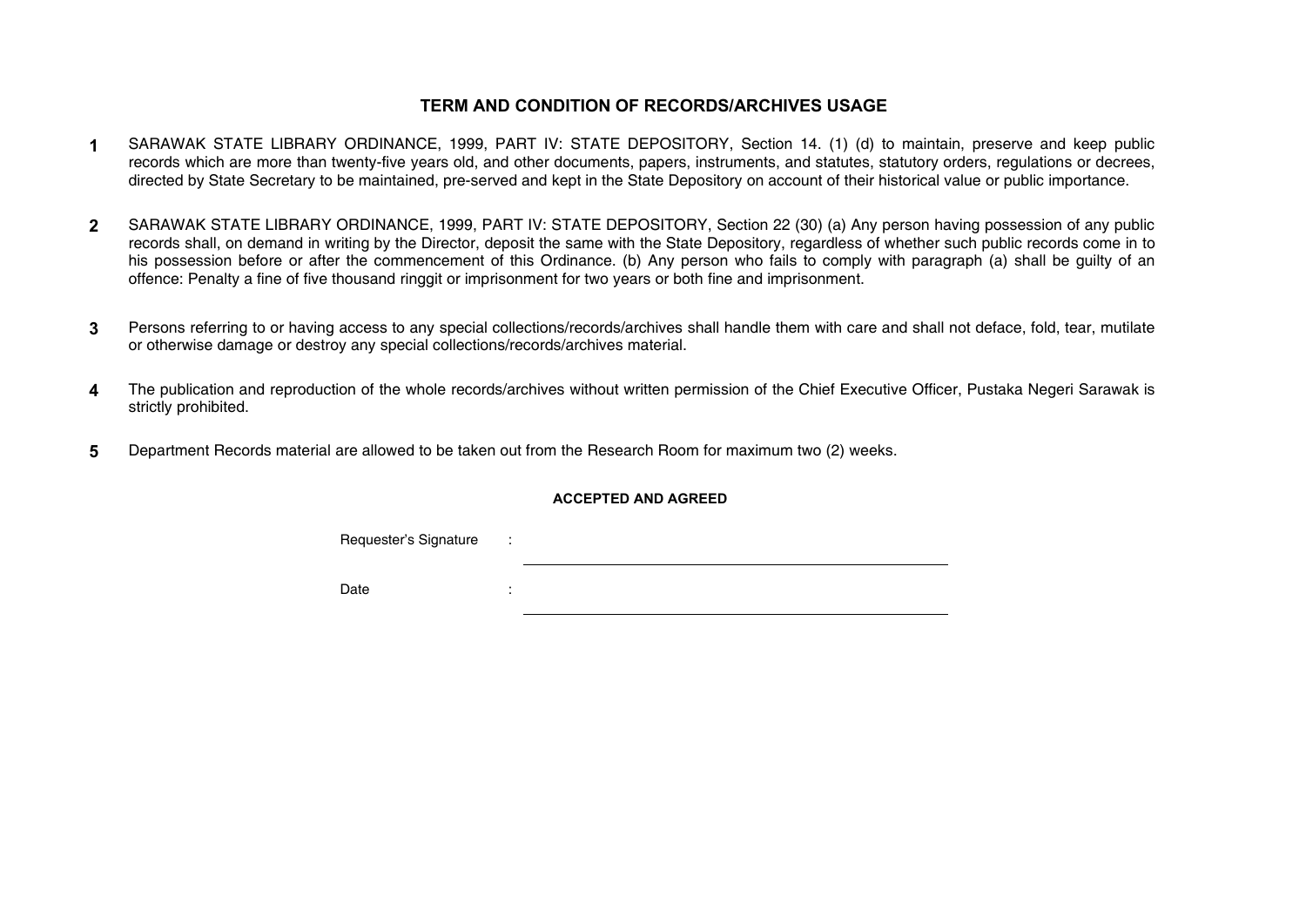## TERM AND CONDITION OF RECORDS/ARCHIVES USAGE

**1** SARAWAK STATE LIBRARY ORDINANCE, 1999, PART IV: STATE DEPOSITORY, Section 14. (1) (d) to maintain, preserve and keep public records which are more than twenty-five years old, and other documents, papers, instruments, and statutes, statutory orders, regulations or decrees, directed by State Secretary to be maintained, pre-served and kept in the State Depository on account of their historical value or public importance.

**2** SARAWAK STATE LIBRARY ORDINANCE, 1999, PART IV: STATE DEPOSITORY, Section 22 (30) (a) Any person having possession of any public records shall, on demand in writing by the Director, deposit the same with the State Depository, regardless of whether such public records come in to his possession before or after the commencement of this Ordinance. (b) Any person who fails to comply with paragraph (a) shall be guilty of an offence: Penalty a fine of five thousand ringgit or imprisonment for two years or both fine and imprisonment.

**3** Persons referring to or having access to any special collections/records/archives shall handle them with care and shall not deface, fold, tear, mutilate or otherwise damage or destroy any special collections/records/archives material.

**4** The publication and reproduction of the whole records/archives without written permission of the Chief Executive Officer, Pustaka Negeri Sarawak is strictly prohibited.

**5** Department Records material are allowed to be taken out from the Research Room for maximum two (2) weeks.

**ACCEPTED AND AGREED**

Requester's Signature : ______________________________

Date : ______________________________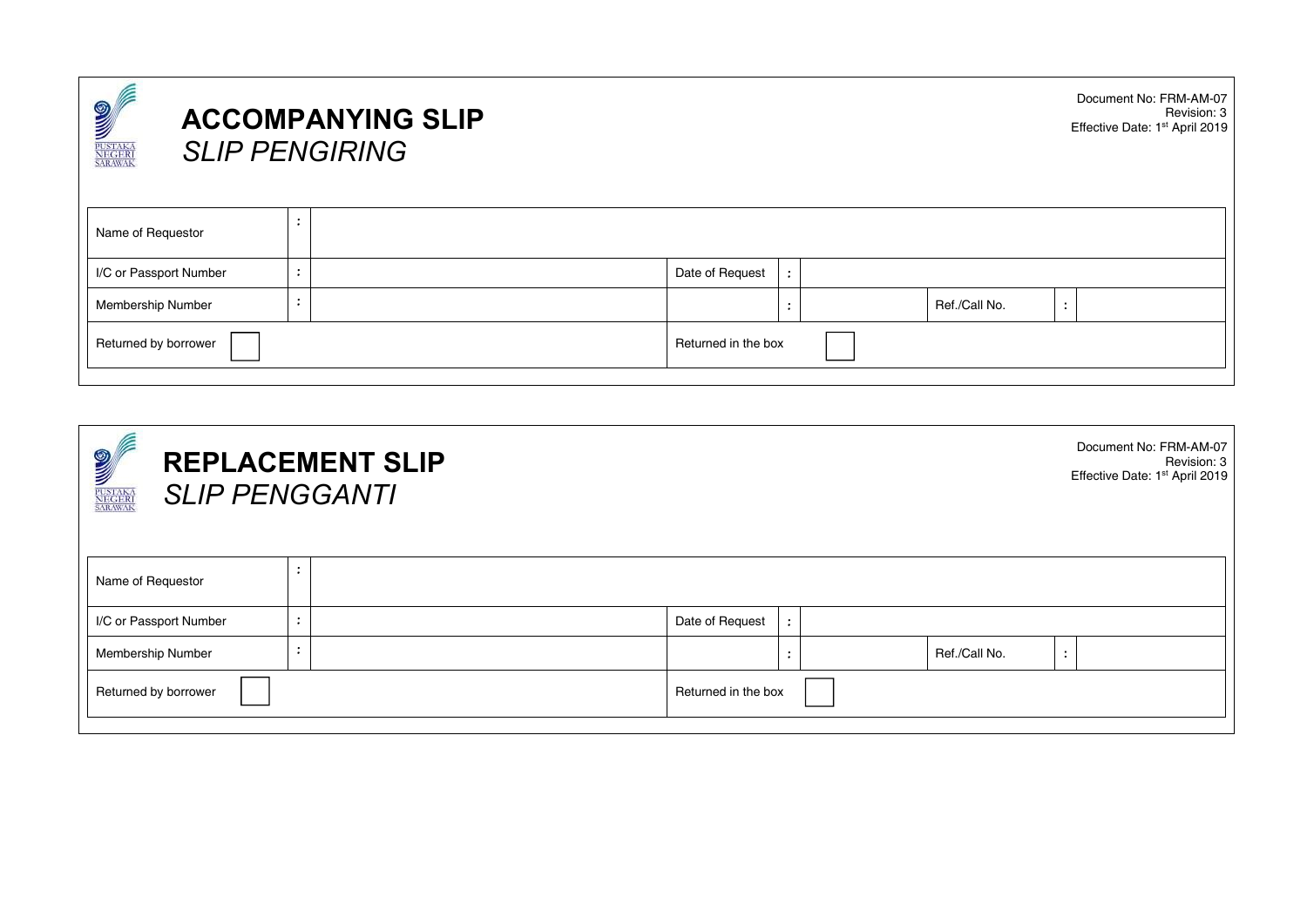# ACCOMPANYING SLIP

*SLIP PENGIRING*

Document No: FRM-AM-07
Revision: 3
Effective Date: 1st April 2019

| | | | | | | | | |
|---|---|---|---|---|---|---|---|---|
| Name of Requestor | : | | | | | | | |
| I/C or Passport Number | : | | Date of Request | : | | | | |
| Membership Number | : | | | : | | Ref./Call No. | : | |
| Returned by borrower ☐ | | | Returned in the box ☐ | | | | | |

# REPLACEMENT SLIP

*SLIP PENGGANTI*

Document No: FRM-AM-07
Revision: 3
Effective Date: 1st April 2019

| | | | | | | | | |
|---|---|---|---|---|---|---|---|---|
| Name of Requestor | : | | | | | | | |
| I/C or Passport Number | : | | Date of Request | : | | | | |
| Membership Number | : | | | : | | Ref./Call No. | : | |
| Returned by borrower ☐ | | | Returned in the box ☐ | | | | | |